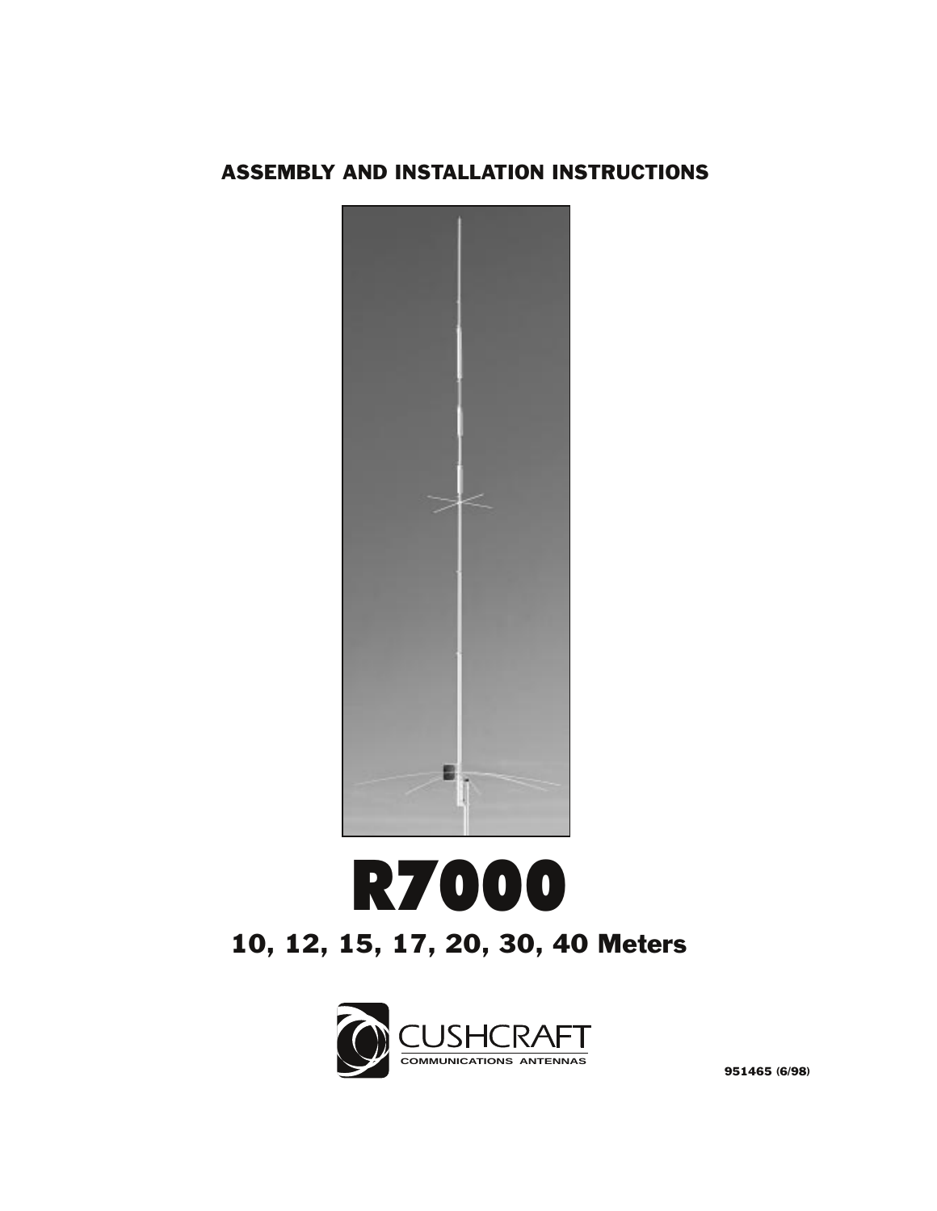**ASSEMBLY AND INSTALLATION INSTRUCTIONS**

# R7000

## 10, 12, 15, 17, 20, 30, 40 Meters

CUSHCRAFT
COMMUNICATIONS ANTENNAS

951465 (6/98)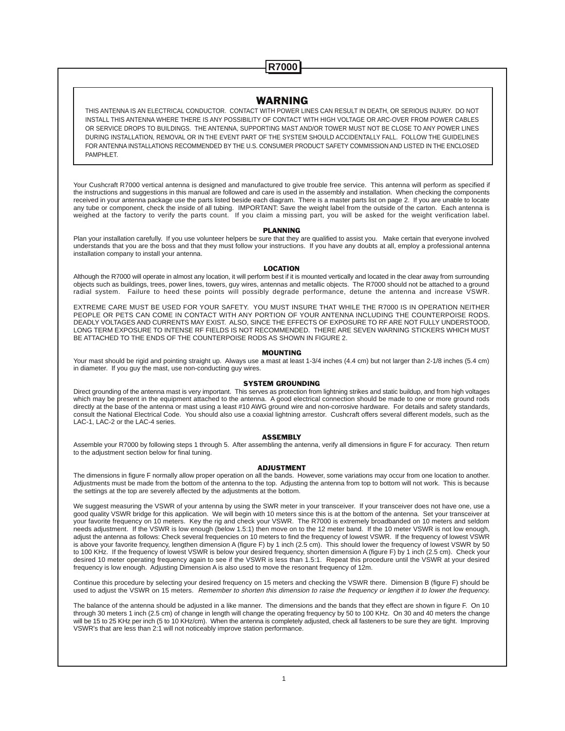# R7000

## WARNING

THIS ANTENNA IS AN ELECTRICAL CONDUCTOR. CONTACT WITH POWER LINES CAN RESULT IN DEATH, OR SERIOUS INJURY. DO NOT INSTALL THIS ANTENNA WHERE THERE IS ANY POSSIBILITY OF CONTACT WITH HIGH VOLTAGE OR ARC-OVER FROM POWER CABLES OR SERVICE DROPS TO BUILDINGS. THE ANTENNA, SUPPORTING MAST AND/OR TOWER MUST NOT BE CLOSE TO ANY POWER LINES DURING INSTALLATION, REMOVAL OR IN THE EVENT PART OF THE SYSTEM SHOULD ACCIDENTALLY FALL. FOLLOW THE GUIDELINES FOR ANTENNA INSTALLATIONS RECOMMENDED BY THE U.S. CONSUMER PRODUCT SAFETY COMMISSION AND LISTED IN THE ENCLOSED PAMPHLET.

Your Cushcraft R7000 vertical antenna is designed and manufactured to give trouble free service. This antenna will perform as specified if the instructions and suggestions in this manual are followed and care is used in the assembly and installation. When checking the components received in your antenna package use the parts listed beside each diagram. There is a master parts list on page 2. If you are unable to locate any tube or component, check the inside of all tubing. IMPORTANT: Save the weight label from the outside of the carton. Each antenna is weighed at the factory to verify the parts count. If you claim a missing part, you will be asked for the weight verification label.

### PLANNING

Plan your installation carefully. If you use volunteer helpers be sure that they are qualified to assist you. Make certain that everyone involved understands that you are the boss and that they must follow your instructions. If you have any doubts at all, employ a professional antenna installation company to install your antenna.

### LOCATION

Although the R7000 will operate in almost any location, it will perform best if it is mounted vertically and located in the clear away from surrounding objects such as buildings, trees, power lines, towers, guy wires, antennas and metallic objects. The R7000 should not be attached to a ground radial system. Failure to heed these points will possibly degrade performance, detune the antenna and increase VSWR.

EXTREME CARE MUST BE USED FOR YOUR SAFETY. YOU MUST INSURE THAT WHILE THE R7000 IS IN OPERATION NEITHER PEOPLE OR PETS CAN COME IN CONTACT WITH ANY PORTION OF YOUR ANTENNA INCLUDING THE COUNTERPOISE RODS. DEADLY VOLTAGES AND CURRENTS MAY EXIST. ALSO, SINCE THE EFFECTS OF EXPOSURE TO RF ARE NOT FULLY UNDERSTOOD, LONG TERM EXPOSURE TO INTENSE RF FIELDS IS NOT RECOMMENDED. THERE ARE SEVEN WARNING STICKERS WHICH MUST BE ATTACHED TO THE ENDS OF THE COUNTERPOISE RODS AS SHOWN IN FIGURE 2.

### MOUNTING

Your mast should be rigid and pointing straight up. Always use a mast at least 1-3/4 inches (4.4 cm) but not larger than 2-1/8 inches (5.4 cm) in diameter. If you guy the mast, use non-conducting guy wires.

### SYSTEM GROUNDING

Direct grounding of the antenna mast is very important. This serves as protection from lightning strikes and static buildup, and from high voltages which may be present in the equipment attached to the antenna. A good electrical connection should be made to one or more ground rods directly at the base of the antenna or mast using a least #10 AWG ground wire and non-corrosive hardware. For details and safety standards, consult the National Electrical Code. You should also use a coaxial lightning arrestor. Cushcraft offers several different models, such as the LAC-1, LAC-2 or the LAC-4 series.

### ASSEMBLY

Assemble your R7000 by following steps 1 through 5. After assembling the antenna, verify all dimensions in figure F for accuracy. Then return to the adjustment section below for final tuning.

### ADJUSTMENT

The dimensions in figure F normally allow proper operation on all the bands. However, some variations may occur from one location to another. Adjustments must be made from the bottom of the antenna to the top. Adjusting the antenna from top to bottom will not work. This is because the settings at the top are severely affected by the adjustments at the bottom.

We suggest measuring the VSWR of your antenna by using the SWR meter in your transceiver. If your transceiver does not have one, use a good quality VSWR bridge for this application. We will begin with 10 meters since this is at the bottom of the antenna. Set your transceiver at your favorite frequency on 10 meters. Key the rig and check your VSWR. The R7000 is extremely broadbanded on 10 meters and seldom needs adjustment. If the VSWR is low enough (below 1.5:1) then move on to the 12 meter band. If the 10 meter VSWR is not low enough, adjust the antenna as follows: Check several frequencies on 10 meters to find the frequency of lowest VSWR. If the frequency of lowest VSWR is above your favorite frequency, lengthen dimension A (figure F) by 1 inch (2.5 cm). This should lower the frequency of lowest VSWR by 50 to 100 KHz. If the frequency of lowest VSWR is below your desired frequency, shorten dimension A (figure F) by 1 inch (2.5 cm). Check your desired 10 meter operating frequency again to see if the VSWR is less than 1.5:1. Repeat this procedure until the VSWR at your desired frequency is low enough. Adjusting Dimension A is also used to move the resonant frequency of 12m.

Continue this procedure by selecting your desired frequency on 15 meters and checking the VSWR there. Dimension B (figure F) should be used to adjust the VSWR on 15 meters. *Remember to shorten this dimension to raise the frequency or lengthen it to lower the frequency.*

The balance of the antenna should be adjusted in a like manner. The dimensions and the bands that they effect are shown in figure F. On 10 through 30 meters 1 inch (2.5 cm) of change in length will change the operating frequency by 50 to 100 KHz. On 30 and 40 meters the change will be 15 to 25 KHz per inch (5 to 10 KHz/cm). When the antenna is completely adjusted, check all fasteners to be sure they are tight. Improving VSWR's that are less than 2:1 will not noticeably improve station performance.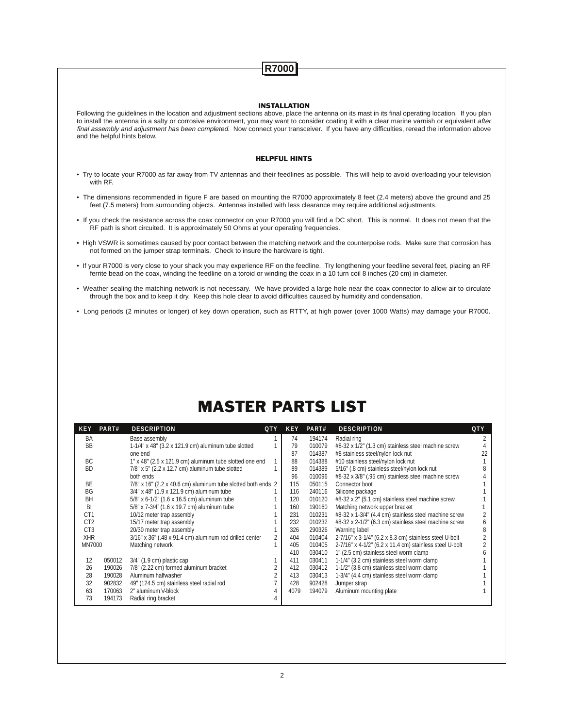## INSTALLATION

Following the guidelines in the location and adjustment sections above, place the antenna on its mast in its final operating location. If you plan to install the antenna in a salty or corrosive environment, you may want to consider coating it with a clear marine varnish or equivalent *after final assembly and adjustment has been completed.* Now connect your transceiver. If you have any difficulties, reread the information above and the helpful hints below.

## HELPFUL HINTS

- Try to locate your R7000 as far away from TV antennas and their feedlines as possible. This will help to avoid overloading your television with RF.
- The dimensions recommended in figure F are based on mounting the R7000 approximately 8 feet (2.4 meters) above the ground and 25 feet (7.5 meters) from surrounding objects. Antennas installed with less clearance may require additional adjustments.
- If you check the resistance across the coax connector on your R7000 you will find a DC short. This is normal. It does not mean that the RF path is short circuited. It is approximately 50 Ohms at your operating frequencies.
- High VSWR is sometimes caused by poor contact between the matching network and the counterpoise rods. Make sure that corrosion has not formed on the jumper strap terminals. Check to insure the hardware is tight.
- If your R7000 is very close to your shack you may experience RF on the feedline. Try lengthening your feedline several feet, placing an RF ferrite bead on the coax, winding the feedline on a toroid or winding the coax in a 10 turn coil 8 inches (20 cm) in diameter.
- Weather sealing the matching network is not necessary. We have provided a large hole near the coax connector to allow air to circulate through the box and to keep it dry. Keep this hole clear to avoid difficulties caused by humidity and condensation.
- Long periods (2 minutes or longer) of key down operation, such as RTTY, at high power (over 1000 Watts) may damage your R7000.

# MASTER PARTS LIST

| KEY | PART# | DESCRIPTION | QTY |
|---|---|---|---|
| BA | | Base assembly | 1 |
| BB | | 1-1/4" x 48" (3.2 x 121.9 cm) aluminum tube slotted one end | 1 |
| BC | | 1" x 48" (2.5 x 121.9 cm) aluminum tube slotted one end | 1 |
| BD | | 7/8" x 5" (2.2 x 12.7 cm) aluminum tube slotted both ends | 1 |
| BE | | 7/8" x 16" (2.2 x 40.6 cm) aluminum tube slotted both ends | 2 |
| BG | | 3/4" x 48" (1.9 x 121.9 cm) aluminum tube | 1 |
| BH | | 5/8" x 6-1/2" (1.6 x 16.5 cm) aluminum tube | 1 |
| BI | | 5/8" x 7-3/4" (1.6 x 19.7 cm) aluminum tube | 1 |
| CT1 | | 10/12 meter trap assembly | 1 |
| CT2 | | 15/17 meter trap assembly | 1 |
| CT3 | | 20/30 meter trap assembly | 1 |
| XHR | | 3/16" x 36" (.48 x 91.4 cm) aluminum rod drilled center | 2 |
| MN7000 | | Matching network | 1 |
| 12 | 050012 | 3/4" (1.9 cm) plastic cap | 1 |
| 26 | 190026 | 7/8" (2.22 cm) formed aluminum bracket | 2 |
| 28 | 190028 | Aluminum halfwasher | 2 |
| 32 | 902832 | 49" (124.5 cm) stainless steel radial rod | 7 |
| 63 | 170063 | 2" aluminum V-block | 4 |
| 73 | 194173 | Radial ring bracket | 4 |
| 74 | 194174 | Radial ring | 2 |
| 79 | 010079 | #8-32 x 1/2" (1.3 cm) stainless steel machine screw | 4 |
| 87 | 014387 | #8 stainless steel/nylon lock nut | 22 |
| 88 | 014388 | #10 stainless steel/nylon lock nut | 1 |
| 89 | 014389 | 5/16" (.8 cm) stainless steel/nylon lock nut | 8 |
| 96 | 010096 | #8-32 x 3/8" (.95 cm) stainless steel machine screw | 4 |
| 115 | 050115 | Connector boot | 1 |
| 116 | 240116 | Silicone package | 1 |
| 120 | 010120 | #8-32 x 2" (5.1 cm) stainless steel machine screw | 1 |
| 160 | 190160 | Matching network upper bracket | 1 |
| 231 | 010231 | #8-32 x 1-3/4" (4.4 cm) stainless steel machine screw | 2 |
| 232 | 010232 | #8-32 x 2-1/2" (6.3 cm) stainless steel machine screw | 6 |
| 326 | 290326 | Warning label | 8 |
| 404 | 010404 | 2-7/16" x 3-1/4" (6.2 x 8.3 cm) stainless steel U-bolt | 2 |
| 405 | 010405 | 2-7/16" x 4-1/2" (6.2 x 11.4 cm) stainless steel U-bolt | 2 |
| 410 | 030410 | 1" (2.5 cm) stainless steel worm clamp | 6 |
| 411 | 030411 | 1-1/4" (3.2 cm) stainless steel worm clamp | 1 |
| 412 | 030412 | 1-1/2" (3.8 cm) stainless steel worm clamp | 1 |
| 413 | 030413 | 1-3/4" (4.4 cm) stainless steel worm clamp | 1 |
| 428 | 902428 | Jumper strap | 1 |
| 4079 | 194079 | Aluminum mounting plate | 1 |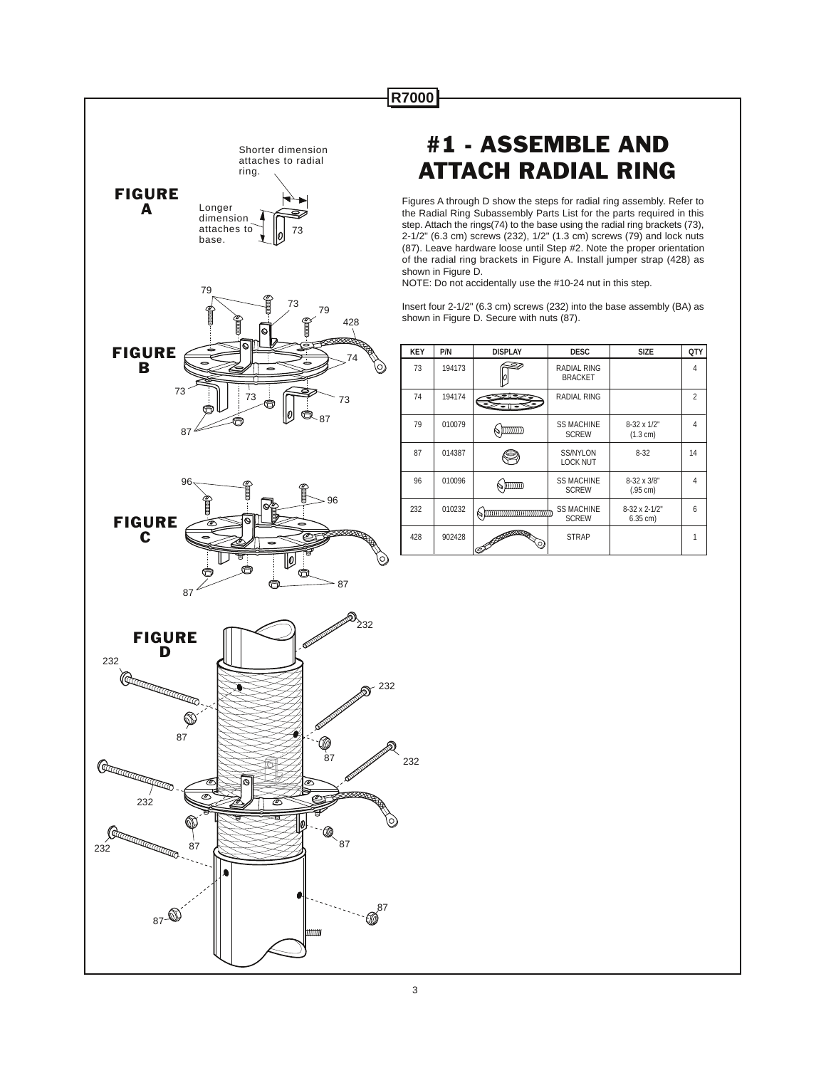# #1 - ASSEMBLE AND ATTACH RADIAL RING

**FIGURE A**

Shorter dimension attaches to radial ring.

Longer dimension attaches to base.

**FIGURE B**

**FIGURE C**

**FIGURE D**

Figures A through D show the steps for radial ring assembly. Refer to the Radial Ring Subassembly Parts List for the parts required in this step. Attach the rings(74) to the base using the radial ring brackets (73), 2-1/2" (6.3 cm) screws (232), 1/2" (1.3 cm) screws (79) and lock nuts (87). Leave hardware loose until Step #2. Note the proper orientation of the radial ring brackets in Figure A. Install jumper strap (428) as shown in Figure D.

NOTE: Do not accidentally use the #10-24 nut in this step.

Insert four 2-1/2" (6.3 cm) screws (232) into the base assembly (BA) as shown in Figure D. Secure with nuts (87).

| KEY | P/N | DISPLAY | DESC | SIZE | QTY |
|---|---|---|---|---|---|
| 73 | 194173 | | RADIAL RING BRACKET | | 4 |
| 74 | 194174 | | RADIAL RING | | 2 |
| 79 | 010079 | | SS MACHINE SCREW | 8-32 x 1/2" (1.3 cm) | 4 |
| 87 | 014387 | | SS/NYLON LOCK NUT | 8-32 | 14 |
| 96 | 010096 | | SS MACHINE SCREW | 8-32 x 3/8" (.95 cm) | 4 |
| 232 | 010232 | | SS MACHINE SCREW | 8-32 x 2-1/2" 6.35 cm) | 6 |
| 428 | 902428 | | STRAP | | 1 |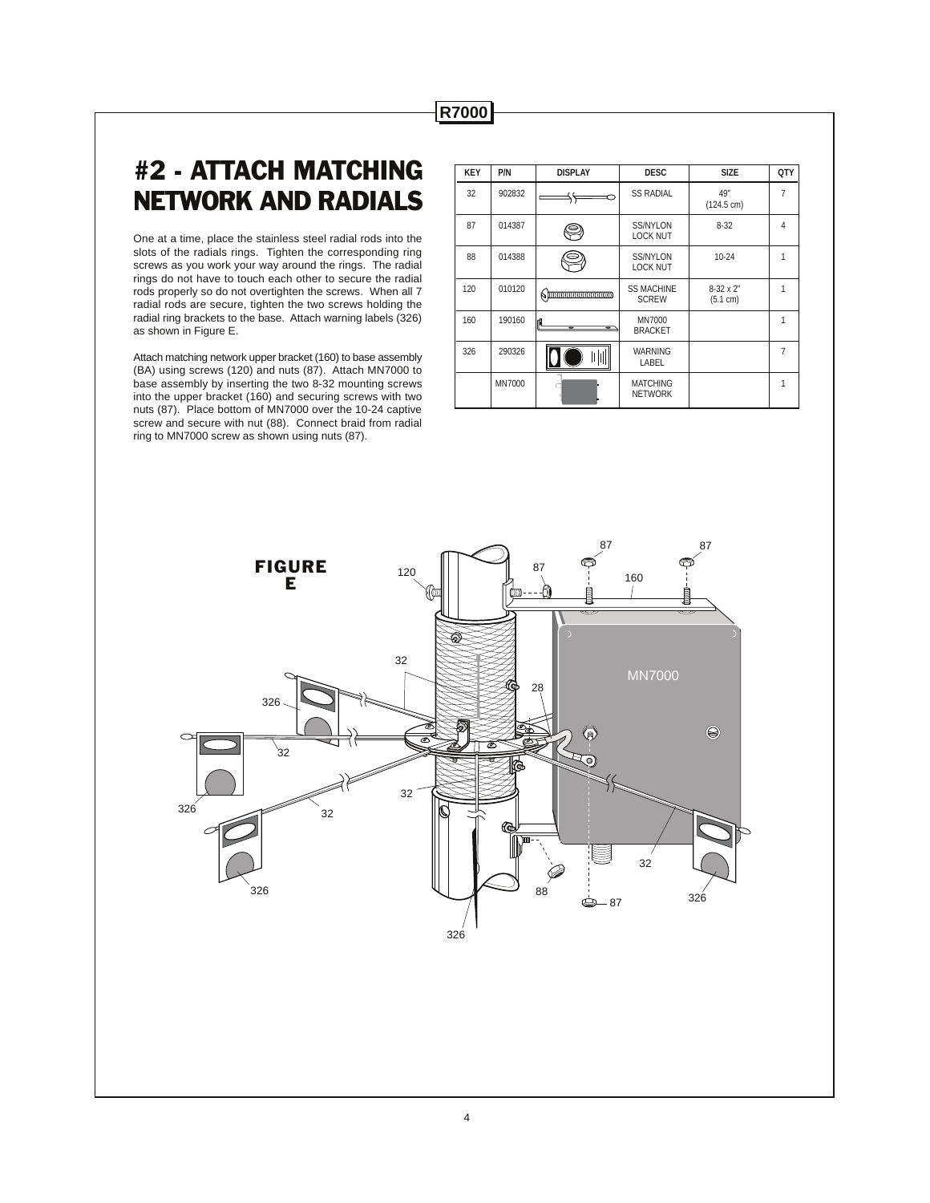# #2 - ATTACH MATCHING NETWORK AND RADIALS

One at a time, place the stainless steel radial rods into the slots of the radials rings. Tighten the corresponding ring screws as you work your way around the rings. The radial rings do not have to touch each other to secure the radial rods properly so do not overtighten the screws. When all 7 radial rods are secure, tighten the two screws holding the radial ring brackets to the base. Attach warning labels (326) as shown in Figure E.

Attach matching network upper bracket (160) to base assembly (BA) using screws (120) and nuts (87). Attach MN7000 to base assembly by inserting the two 8-32 mounting screws into the upper bracket (160) and securing screws with two nuts (87). Place bottom of MN7000 over the 10-24 captive screw and secure with nut (88). Connect braid from radial ring to MN7000 screw as shown using nuts (87).

| KEY | P/N | DISPLAY | DESC | SIZE | QTY |
|---|---|---|---|---|---|
| 32 | 902832 | | SS RADIAL | 49" (124.5 cm) | 7 |
| 87 | 014387 | | SS/NYLON LOCK NUT | 8-32 | 4 |
| 88 | 014388 | | SS/NYLON LOCK NUT | 10-24 | 1 |
| 120 | 010120 | | SS MACHINE SCREW | 8-32 x 2" (5.1 cm) | 1 |
| 160 | 190160 | | MN7000 BRACKET | | 1 |
| 326 | 290326 | | WARNING LABEL | | 7 |
| | MN7000 | | MATCHING NETWORK | | 1 |

FIGURE E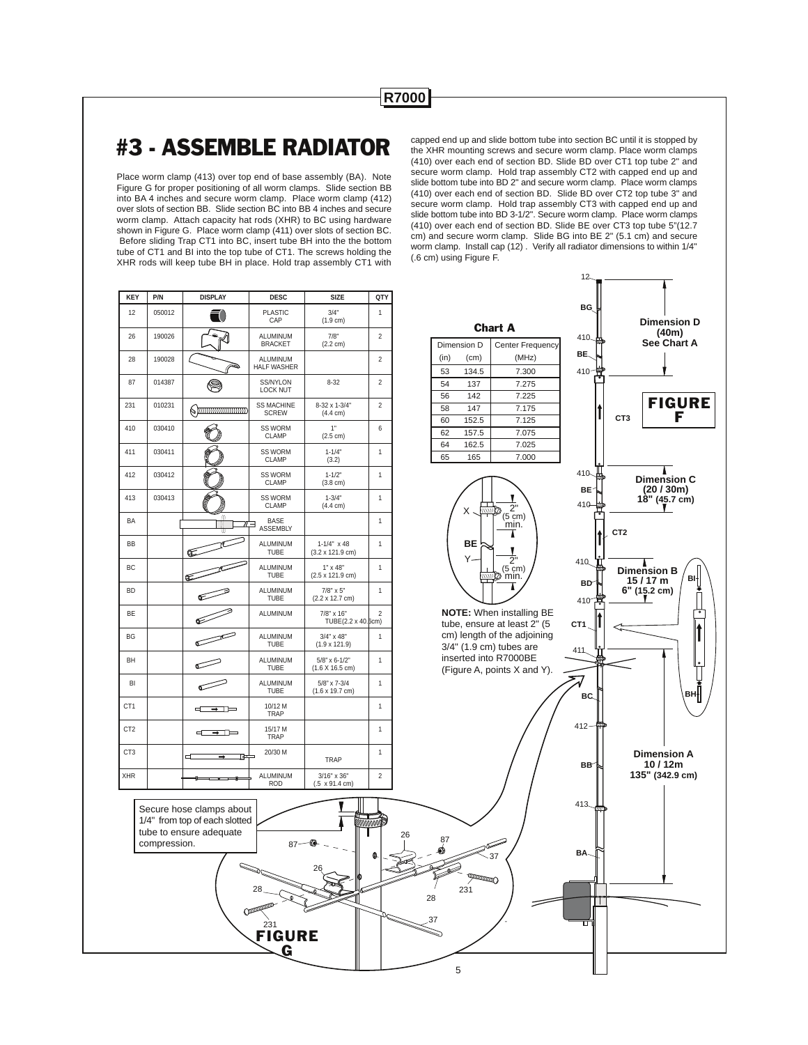## #3 - ASSEMBLE RADIATOR

Place worm clamp (413) over top end of base assembly (BA). Note Figure G for proper positioning of all worm clamps. Slide section BB into BA 4 inches and secure worm clamp. Place worm clamp (412) over slots of section BB. Slide section BC into BB 4 inches and secure worm clamp. Attach capacity hat rods (XHR) to BC using hardware shown in Figure G. Place worm clamp (411) over slots of section BC. Before sliding Trap CT1 into BC, insert tube BH into the the bottom tube of CT1 and BI into the top tube of CT1. The screws holding the XHR rods will keep tube BH in place. Hold trap assembly CT1 with capped end up and slide bottom tube into section BC until it is stopped by the XHR mounting screws and secure worm clamp. Place worm clamps (410) over each end of section BD. Slide BD over CT1 top tube 2" and secure worm clamp. Hold trap assembly CT2 with capped end up and slide bottom tube into BD 2" and secure worm clamp. Place worm clamps (410) over each end of section BD. Slide BD over CT2 top tube 3" and secure worm clamp. Hold trap assembly CT3 with capped end up and slide bottom tube into BD 3-1/2". Secure worm clamp. Place worm clamps (410) over each end of section BD. Slide BE over CT3 top tube 5"(12.7 cm) and secure worm clamp. Slide BG into BE 2" (5.1 cm) and secure worm clamp. Install cap (12) . Verify all radiator dimensions to within 1/4" (.6 cm) using Figure F.

| KEY | P/N | DISPLAY | DESC | SIZE | QTY |
|---|---|---|---|---|---|
| 12 | 050012 | | PLASTIC CAP | 3/4" (1.9 cm) | 1 |
| 26 | 190026 | | ALUMINUM BRACKET | 7/8" (2.2 cm) | 2 |
| 28 | 190028 | | ALUMINUM HALF WASHER | | 2 |
| 87 | 014387 | | SS/NYLON LOCK NUT | 8-32 | 2 |
| 231 | 010231 | | SS MACHINE SCREW | 8-32 x 1-3/4" (4.4 cm) | 2 |
| 410 | 030410 | | SS WORM CLAMP | 1" (2.5 cm) | 6 |
| 411 | 030411 | | SS WORM CLAMP | 1-1/4" (3.2) | 1 |
| 412 | 030412 | | SS WORM CLAMP | 1-1/2" (3.8 cm) | 1 |
| 413 | 030413 | | SS WORM CLAMP | 1-3/4" (4.4 cm) | 1 |
| BA | | | BASE ASSEMBLY | | 1 |
| BB | | | ALUMINUM TUBE | 1-1/4" x 48 (3.2 x 121.9 cm) | 1 |
| BC | | | ALUMINUM TUBE | 1" x 48" (2.5 x 121.9 cm) | 1 |
| BD | | | ALUMINUM TUBE | 7/8" x 5" (2.2 x 12.7 cm) | 1 |
| BE | | | ALUMINUM | 7/8" x 16" TUBE(2.2 x 40.6cm) | 2 |
| BG | | | ALUMINUM TUBE | 3/4" x 48" (1.9 x 121.9) | 1 |
| BH | | | ALUMINUM TUBE | 5/8" x 6-1/2" (1.6 X 16.5 cm) | 1 |
| BI | | | ALUMINUM TUBE | 5/8" x 7-3/4 (1.6 x 19.7 cm) | 1 |
| CT1 | | | 10/12 M TRAP | | 1 |
| CT2 | | | 15/17 M TRAP | | 1 |
| CT3 | | | 20/30 M | TRAP | 1 |
| XHR | | | ALUMINUM ROD | 3/16" x 36" (.5 x 91.4 cm) | 2 |

**Chart A**

| Dimension D (in) | Dimension D (cm) | Center Frequency (MHz) |
|---|---|---|
| 53 | 134.5 | 7.300 |
| 54 | 137 | 7.275 |
| 56 | 142 | 7.225 |
| 58 | 147 | 7.175 |
| 60 | 152.5 | 7.125 |
| 62 | 157.5 | 7.075 |
| 64 | 162.5 | 7.025 |
| 65 | 165 | 7.000 |

**NOTE:** When installing BE tube, ensure at least 2" (5 cm) length of the adjoining 3/4" (1.9 cm) tubes are inserted into R7000BE (Figure A, points X and Y).

Secure hose clamps about 1/4" from top of each slotted tube to ensure adequate compression.

**FIGURE F**

Dimension D (40m) See Chart A

Dimension C (20 / 30m) 18" (45.7 cm)

Dimension B 15 / 17 m 6" (15.2 cm)

Dimension A 10 / 12m 135" (342.9 cm)

**FIGURE G**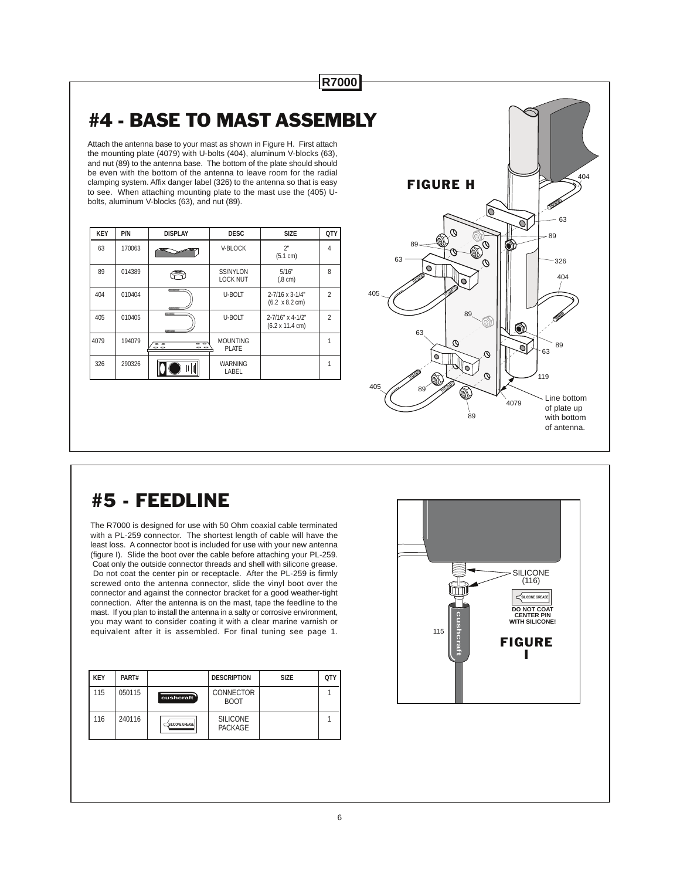# #4 - BASE TO MAST ASSEMBLY

Attach the antenna base to your mast as shown in Figure H. First attach the mounting plate (4079) with U-bolts (404), aluminum V-blocks (63), and nut (89) to the antenna base. The bottom of the plate should should be even with the bottom of the antenna to leave room for the radial clamping system. Affix danger label (326) to the antenna so that is easy to see. When attaching mounting plate to the mast use the (405) U-bolts, aluminum V-blocks (63), and nut (89).

| KEY | P/N | DISPLAY | DESC | SIZE | QTY |
|---|---|---|---|---|---|
| 63 | 170063 | | V-BLOCK | 2" (5.1 cm) | 4 |
| 89 | 014389 | | SS/NYLON LOCK NUT | 5/16" (.8 cm) | 8 |
| 404 | 010404 | | U-BOLT | 2-7/16 x 3-1/4" (6.2 x 8.2 cm) | 2 |
| 405 | 010405 | | U-BOLT | 2-7/16" x 4-1/2" (6.2 x 11.4 cm) | 2 |
| 4079 | 194079 | | MOUNTING PLATE | | 1 |
| 326 | 290326 | | WARNING LABEL | | 1 |

**FIGURE H**

Line bottom of plate up with bottom of antenna.

# #5 - FEEDLINE

The R7000 is designed for use with 50 Ohm coaxial cable terminated with a PL-259 connector. The shortest length of cable will have the least loss. A connector boot is included for use with your new antenna (figure I). Slide the boot over the cable before attaching your PL-259. Coat only the outside connector threads and shell with silicone grease. Do not coat the center pin or receptacle. After the PL-259 is firmly screwed onto the antenna connector, slide the vinyl boot over the connector and against the connector bracket for a good weather-tight connection. After the antenna is on the mast, tape the feedline to the mast. If you plan to install the antenna in a salty or corrosive environment, you may want to consider coating it with a clear marine varnish or equivalent after it is assembled. For final tuning see page 1.

| KEY | PART# | | DESCRIPTION | SIZE | QTY |
|---|---|---|---|---|---|
| 115 | 050115 | cushcraft | CONNECTOR BOOT | | 1 |
| 116 | 240116 | SILICONE GREASE | SILICONE PACKAGE | | 1 |

SILICONE (116)

DO NOT COAT CENTER PIN WITH SILICONE!

**FIGURE I**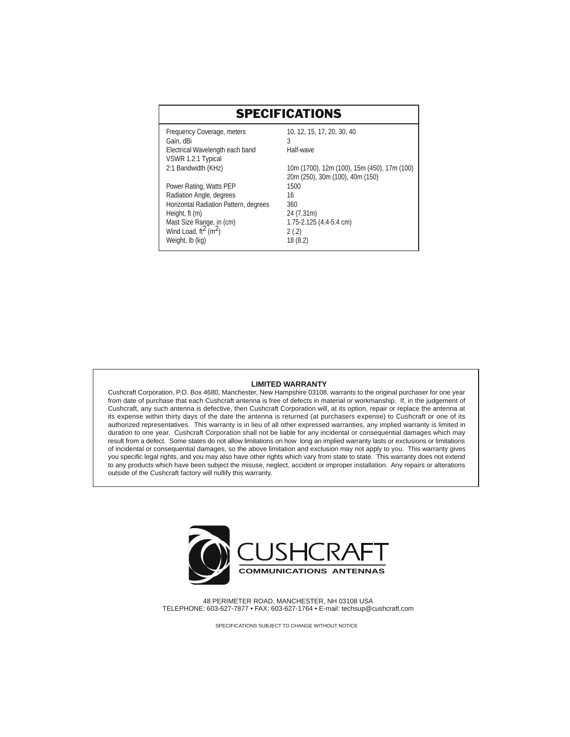## SPECIFICATIONS

| | |
|---|---|
| Frequency Coverage, meters | 10, 12, 15, 17, 20, 30, 40 |
| Gain, dBi | 3 |
| Electrical Wavelength each band | Half-wave |
| VSWR 1.2:1 Typical | |
| 2:1 Bandwidth (KHz) | 10m (1700), 12m (100), 15m (450), 17m (100) 20m (250), 30m (100), 40m (150) |
| Power Rating, Watts PEP | 1500 |
| Radiation Angle, degrees | 16 |
| Horizontal Radiation Pattern, degrees | 360 |
| Height, ft (m) | 24 (7.31m) |
| Mast Size Range, in (cm) | 1.75-2.125 (4.4-5.4 cm) |
| Wind Load, $ft^2$ ($m^2$) | 2 (.2) |
| Weight, lb (kg) | 18 (8.2) |

**LIMITED WARRANTY**

Cushcraft Corporation, P.O. Box 4680, Manchester, New Hampshire 03108, warrants to the original purchaser for one year from date of purchase that each Cushcraft antenna is free of defects in material or workmanship. If, in the judgement of Cushcraft, any such antenna is defective, then Cushcraft Corporation will, at its option, repair or replace the antenna at its expense within thirty days of the date the antenna is returned (at purchasers expense) to Cushcraft or one of its authorized representatives. This warranty is in lieu of all other expressed warranties, any implied warranty is limited in duration to one year. Cushcraft Corporation shall not be liable for any incidental or consequential damages which may result from a defect. Some states do not allow limitations on how long an implied warranty lasts or exclusions or limitations of incidental or consequential damages, so the above limitation and exclusion may not apply to you. This warranty gives you specific legal rights, and you may also have other rights which vary from state to state. This warranty does not extend to any products which have been subject the misuse, neglect, accident or improper installation. Any repairs or alterations outside of the Cushcraft factory will nullify this warranty.

CUSHCRAFT
COMMUNICATIONS ANTENNAS

48 PERIMETER ROAD, MANCHESTER, NH 03108 USA
TELEPHONE: 603-627-7877 • FAX: 603-627-1764 • E-mail: techsup@cushcraft.com

SPECIFICATIONS SUBJECT TO CHANGE WITHOUT NOTICE